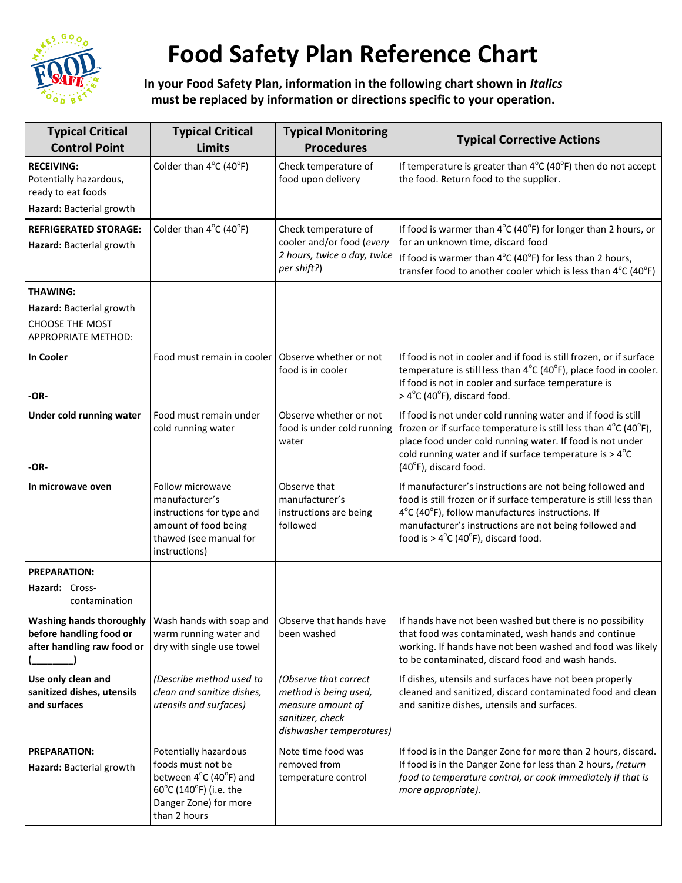# Food Safety Plan Reference Chart

**In your Food Safety Plan, information in the following chart shown in *Italics* must be replaced by information or directions specific to your operation.**

| Typical Critical Control Point | Typical Critical Limits | Typical Monitoring Procedures | Typical Corrective Actions |
|---|---|---|---|
| **RECEIVING:** Potentially hazardous, ready to eat foods<br>**Hazard:** Bacterial growth | Colder than 4°C (40°F) | Check temperature of food upon delivery | If temperature is greater than 4°C (40°F) then do not accept the food. Return food to the supplier. |
| **REFRIGERATED STORAGE:**<br>**Hazard:** Bacterial growth | Colder than 4°C (40°F) | Check temperature of cooler and/or food (*every 2 hours, twice a day, twice per shift?*) | If food is warmer than 4°C (40°F) for longer than 2 hours, or for an unknown time, discard food<br>If food is warmer than 4°C (40°F) for less than 2 hours, transfer food to another cooler which is less than 4°C (40°F) |
| **THAWING:**<br>**Hazard:** Bacterial growth<br>CHOOSE THE MOST APPROPRIATE METHOD: | | | |
| **In Cooler**<br>-OR- | Food must remain in cooler | Observe whether or not food is in cooler | If food is not in cooler and if food is still frozen, or if surface temperature is still less than 4°C (40°F), place food in cooler. If food is not in cooler and surface temperature is > 4°C (40°F), discard food. |
| **Under cold running water**<br>-OR- | Food must remain under cold running water | Observe whether or not food is under cold running water | If food is not under cold running water and if food is still frozen or if surface temperature is still less than 4°C (40°F), place food under cold running water. If food is not under cold running water and if surface temperature is > 4°C (40°F), discard food. |
| **In microwave oven** | Follow microwave manufacturer's instructions for type and amount of food being thawed (see manual for instructions) | Observe that manufacturer's instructions are being followed | If manufacturer's instructions are not being followed and food is still frozen or if surface temperature is still less than 4°C (40°F), follow manufactures instructions. If manufacturer's instructions are not being followed and food is > 4°C (40°F), discard food. |
| **PREPARATION:**<br>**Hazard:** Cross-contamination | | | |
| **Washing hands thoroughly before handling food or after handling raw food or (________)** | Wash hands with soap and warm running water and dry with single use towel | Observe that hands have been washed | If hands have not been washed but there is no possibility that food was contaminated, wash hands and continue working. If hands have not been washed and food was likely to be contaminated, discard food and wash hands. |
| **Use only clean and sanitized dishes, utensils and surfaces** | *(Describe method used to clean and sanitize dishes, utensils and surfaces)* | *(Observe that correct method is being used, measure amount of sanitizer, check dishwasher temperatures)* | If dishes, utensils and surfaces have not been properly cleaned and sanitized, discard contaminated food and clean and sanitize dishes, utensils and surfaces. |
| **PREPARATION:**<br>**Hazard:** Bacterial growth | Potentially hazardous foods must not be between 4°C (40°F) and 60°C (140°F) (i.e. the Danger Zone) for more than 2 hours | Note time food was removed from temperature control | If food is in the Danger Zone for more than 2 hours, discard. If food is in the Danger Zone for less than 2 hours, *(return food to temperature control, or cook immediately if that is more appropriate)*. |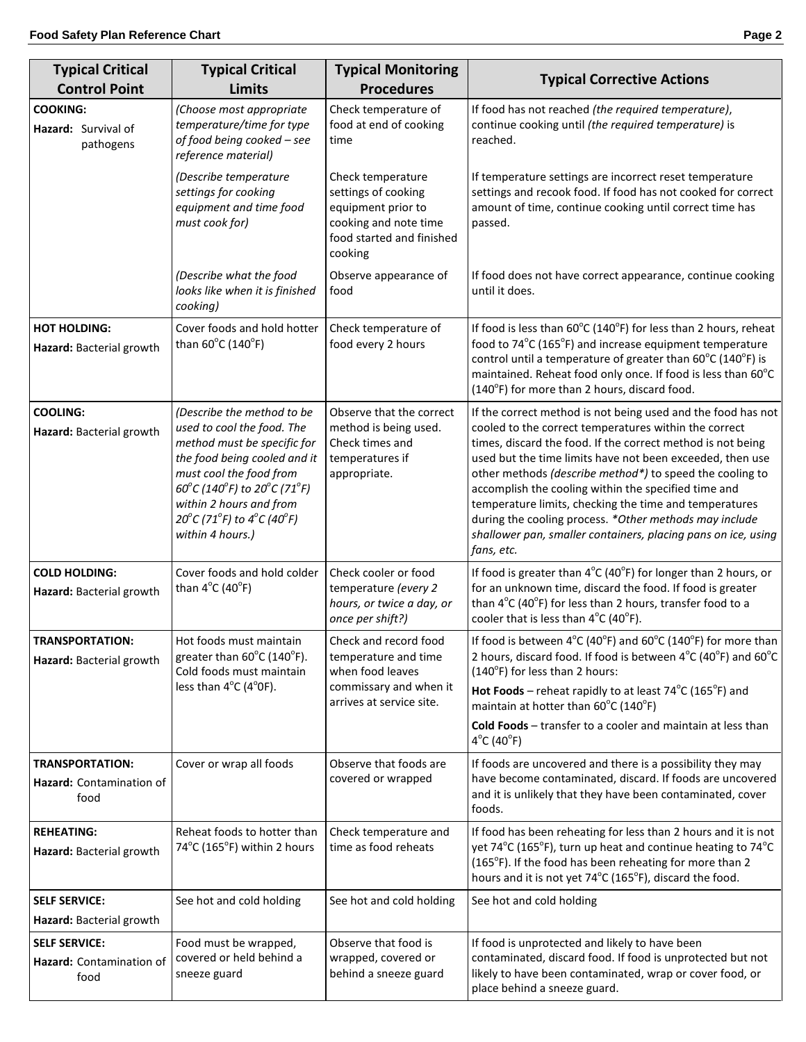| Typical Critical Control Point | Typical Critical Limits | Typical Monitoring Procedures | Typical Corrective Actions |
|---|---|---|---|
| **COOKING:**<br>**Hazard:** Survival of pathogens | *(Choose most appropriate temperature/time for type of food being cooked – see reference material)* | Check temperature of food at end of cooking time | If food has not reached *(the required temperature)*, continue cooking until *(the required temperature)* is reached. |
| | *(Describe temperature settings for cooking equipment and time food must cook for)* | Check temperature settings of cooking equipment prior to cooking and note time food started and finished cooking | If temperature settings are incorrect reset temperature settings and recook food. If food has not cooked for correct amount of time, continue cooking until correct time has passed. |
| | *(Describe what the food looks like when it is finished cooking)* | Observe appearance of food | If food does not have correct appearance, continue cooking until it does. |
| **HOT HOLDING:**<br>**Hazard:** Bacterial growth | Cover foods and hold hotter than 60°C (140°F) | Check temperature of food every 2 hours | If food is less than 60°C (140°F) for less than 2 hours, reheat food to 74°C (165°F) and increase equipment temperature control until a temperature of greater than 60°C (140°F) is maintained. Reheat food only once. If food is less than 60°C (140°F) for more than 2 hours, discard food. |
| **COOLING:**<br>**Hazard:** Bacterial growth | *(Describe the method to be used to cool the food. The method must be specific for the food being cooled and it must cool the food from 60°C (140°F) to 20°C (71°F) within 2 hours and from 20°C (71°F) to 4°C (40°F) within 4 hours.)* | Observe that the correct method is being used. Check times and temperatures if appropriate. | If the correct method is not being used and the food has not cooled to the correct temperatures within the correct times, discard the food. If the correct method is not being used but the time limits have not been exceeded, then use other methods *(describe method\*)* to speed the cooling to accomplish the cooling within the specified time and temperature limits, checking the time and temperatures during the cooling process. *\*Other methods may include shallower pan, smaller containers, placing pans on ice, using fans, etc.* |
| **COLD HOLDING:**<br>**Hazard:** Bacterial growth | Cover foods and hold colder than 4°C (40°F) | Check cooler or food temperature *(every 2 hours, or twice a day, or once per shift?)* | If food is greater than 4°C (40°F) for longer than 2 hours, or for an unknown time, discard the food. If food is greater than 4°C (40°F) for less than 2 hours, transfer food to a cooler that is less than 4°C (40°F). |
| **TRANSPORTATION:**<br>**Hazard:** Bacterial growth | Hot foods must maintain greater than 60°C (140°F). Cold foods must maintain less than 4°C (4°0F). | Check and record food temperature and time when food leaves commissary and when it arrives at service site. | If food is between 4°C (40°F) and 60°C (140°F) for more than 2 hours, discard food. If food is between 4°C (40°F) and 60°C (140°F) for less than 2 hours:<br>**Hot Foods** – reheat rapidly to at least 74°C (165°F) and maintain at hotter than 60°C (140°F)<br>**Cold Foods** – transfer to a cooler and maintain at less than 4°C (40°F) |
| **TRANSPORTATION:**<br>**Hazard:** Contamination of food | Cover or wrap all foods | Observe that foods are covered or wrapped | If foods are uncovered and there is a possibility they may have become contaminated, discard. If foods are uncovered and it is unlikely that they have been contaminated, cover foods. |
| **REHEATING:**<br>**Hazard:** Bacterial growth | Reheat foods to hotter than 74°C (165°F) within 2 hours | Check temperature and time as food reheats | If food has been reheating for less than 2 hours and it is not yet 74°C (165°F), turn up heat and continue heating to 74°C (165°F). If the food has been reheating for more than 2 hours and it is not yet 74°C (165°F), discard the food. |
| **SELF SERVICE:**<br>**Hazard:** Bacterial growth | See hot and cold holding | See hot and cold holding | See hot and cold holding |
| **SELF SERVICE:**<br>**Hazard:** Contamination of food | Food must be wrapped, covered or held behind a sneeze guard | Observe that food is wrapped, covered or behind a sneeze guard | If food is unprotected and likely to have been contaminated, discard food. If food is unprotected but not likely to have been contaminated, wrap or cover food, or place behind a sneeze guard. |